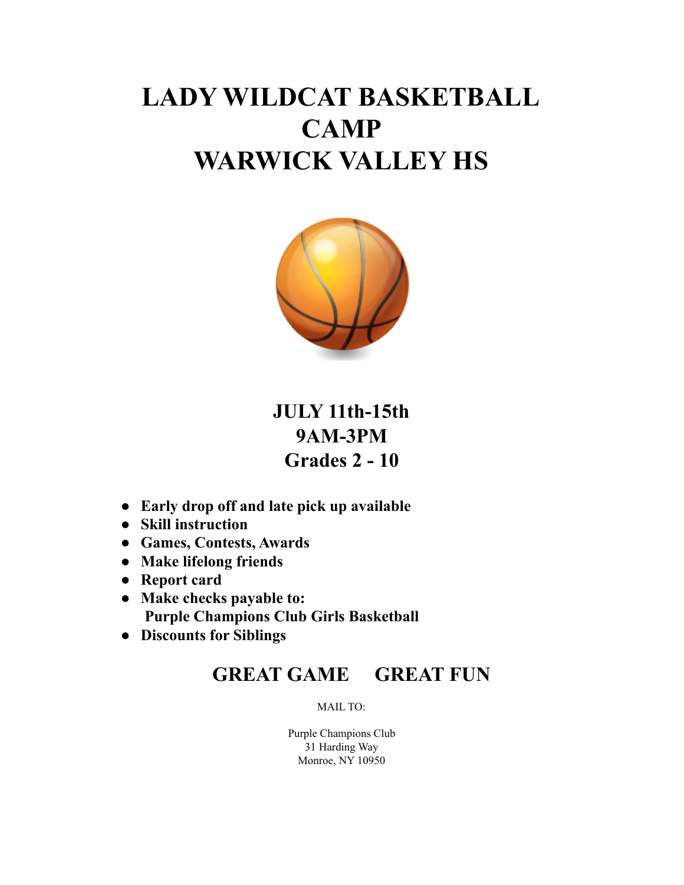# LADY WILDCAT BASKETBALL CAMP
# WARWICK VALLEY HS

## JULY 11th-15th
## 9AM-3PM
## Grades 2 - 10

- **Early drop off and late pick up available**
- **Skill instruction**
- **Games, Contests, Awards**
- **Make lifelong friends**
- **Report card**
- **Make checks payable to:**
  **Purple Champions Club Girls Basketball**
- **Discounts for Siblings**

## GREAT GAME GREAT FUN

MAIL TO:

Purple Champions Club
31 Harding Way
Monroe, NY 10950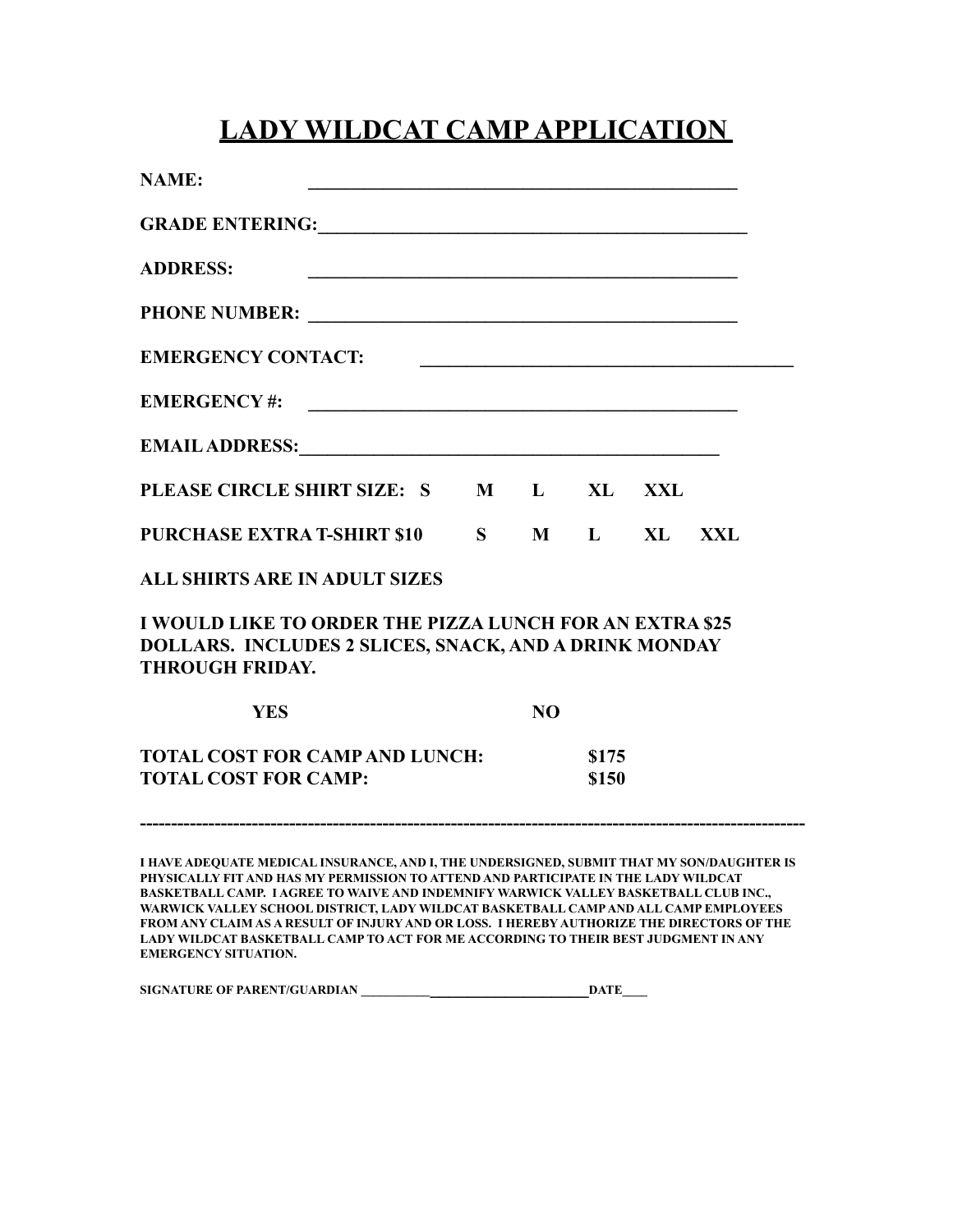# LADY WILDCAT CAMP APPLICATION

**NAME:** ______________________________________________

**GRADE ENTERING:**______________________________________________

**ADDRESS:** ______________________________________________

**PHONE NUMBER:** ______________________________________________

**EMERGENCY CONTACT:** ________________________________________

**EMERGENCY #:** ______________________________________________

**EMAIL ADDRESS:**______________________________________________

**PLEASE CIRCLE SHIRT SIZE: S M L XL XXL**

**PURCHASE EXTRA T-SHIRT $10 S M L XL XXL**

**ALL SHIRTS ARE IN ADULT SIZES**

**I WOULD LIKE TO ORDER THE PIZZA LUNCH FOR AN EXTRA $25 DOLLARS. INCLUDES 2 SLICES, SNACK, AND A DRINK MONDAY THROUGH FRIDAY.**

**YES NO**

**TOTAL COST FOR CAMP AND LUNCH: $175**
**TOTAL COST FOR CAMP: $150**

---

**I HAVE ADEQUATE MEDICAL INSURANCE, AND I, THE UNDERSIGNED, SUBMIT THAT MY SON/DAUGHTER IS PHYSICALLY FIT AND HAS MY PERMISSION TO ATTEND AND PARTICIPATE IN THE LADY WILDCAT BASKETBALL CAMP. I AGREE TO WAIVE AND INDEMNIFY WARWICK VALLEY BASKETBALL CLUB INC., WARWICK VALLEY SCHOOL DISTRICT, LADY WILDCAT BASKETBALL CAMP AND ALL CAMP EMPLOYEES FROM ANY CLAIM AS A RESULT OF INJURY AND OR LOSS. I HEREBY AUTHORIZE THE DIRECTORS OF THE LADY WILDCAT BASKETBALL CAMP TO ACT FOR ME ACCORDING TO THEIR BEST JUDGMENT IN ANY EMERGENCY SITUATION.**

**SIGNATURE OF PARENT/GUARDIAN** __________________________________**DATE**____